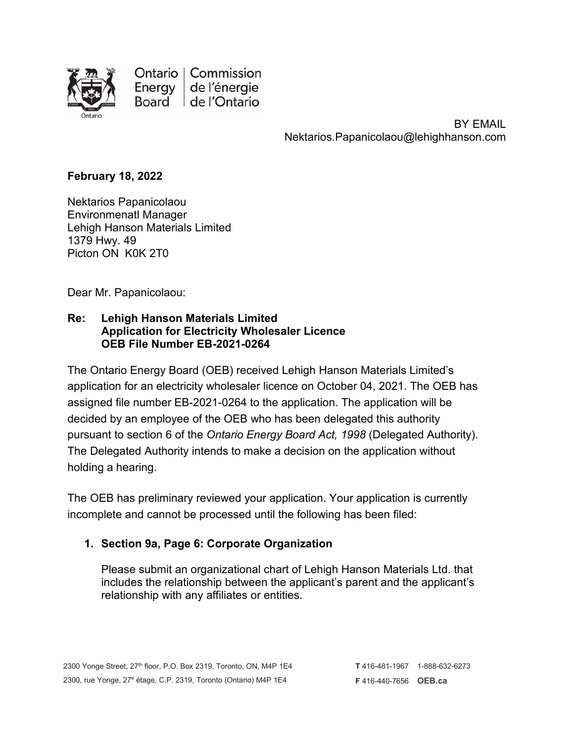Ontario Energy Board | Commission de l'énergie de l'Ontario

BY EMAIL
Nektarios.Papanicolaou@lehighhanson.com

**February 18, 2022**

Nektarios Papanicolaou
Environmenatl Manager
Lehigh Hanson Materials Limited
1379 Hwy. 49
Picton ON K0K 2T0

Dear Mr. Papanicolaou:

**Re: Lehigh Hanson Materials Limited**
**Application for Electricity Wholesaler Licence**
**OEB File Number EB-2021-0264**

The Ontario Energy Board (OEB) received Lehigh Hanson Materials Limited's application for an electricity wholesaler licence on October 04, 2021. The OEB has assigned file number EB-2021-0264 to the application. The application will be decided by an employee of the OEB who has been delegated this authority pursuant to section 6 of the *Ontario Energy Board Act, 1998* (Delegated Authority). The Delegated Authority intends to make a decision on the application without holding a hearing.

The OEB has preliminary reviewed your application. Your application is currently incomplete and cannot be processed until the following has been filed:

1. **Section 9a, Page 6: Corporate Organization**

   Please submit an organizational chart of Lehigh Hanson Materials Ltd. that includes the relationship between the applicant's parent and the applicant's relationship with any affiliates or entities.

2300 Yonge Street, 27th floor, P.O. Box 2319, Toronto, ON, M4P 1E4
2300, rue Yonge, 27e étage, C.P. 2319, Toronto (Ontario) M4P 1E4

**T** 416-481-1967 1-888-632-6273
**F** 416-440-7656 **OEB.ca**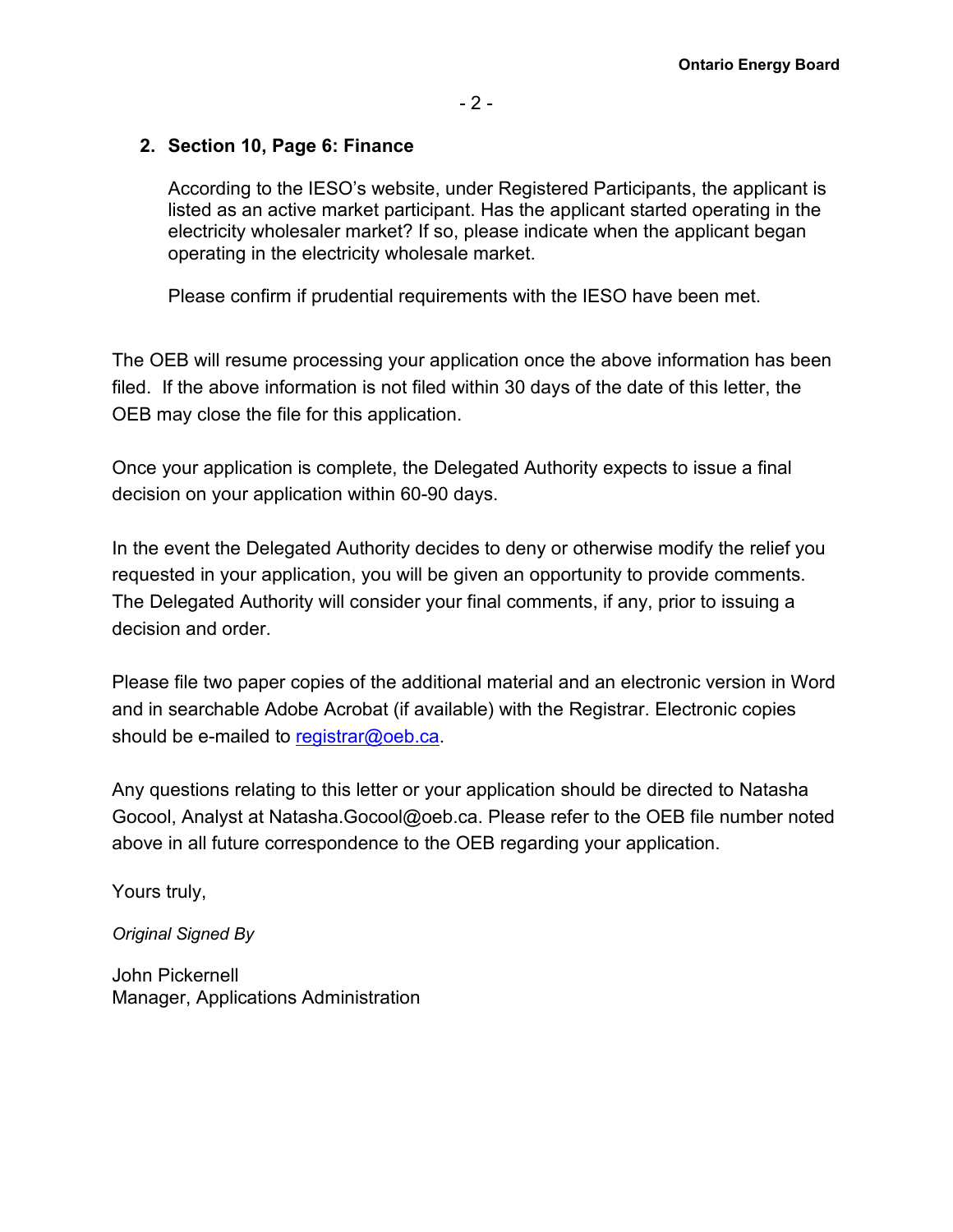2. **Section 10, Page 6: Finance**

   According to the IESO's website, under Registered Participants, the applicant is listed as an active market participant. Has the applicant started operating in the electricity wholesaler market? If so, please indicate when the applicant began operating in the electricity wholesale market.

   Please confirm if prudential requirements with the IESO have been met.

The OEB will resume processing your application once the above information has been filed. If the above information is not filed within 30 days of the date of this letter, the OEB may close the file for this application.

Once your application is complete, the Delegated Authority expects to issue a final decision on your application within 60-90 days.

In the event the Delegated Authority decides to deny or otherwise modify the relief you requested in your application, you will be given an opportunity to provide comments. The Delegated Authority will consider your final comments, if any, prior to issuing a decision and order.

Please file two paper copies of the additional material and an electronic version in Word and in searchable Adobe Acrobat (if available) with the Registrar. Electronic copies should be e-mailed to registrar@oeb.ca.

Any questions relating to this letter or your application should be directed to Natasha Gocool, Analyst at Natasha.Gocool@oeb.ca. Please refer to the OEB file number noted above in all future correspondence to the OEB regarding your application.

Yours truly,

*Original Signed By*

John Pickernell
Manager, Applications Administration